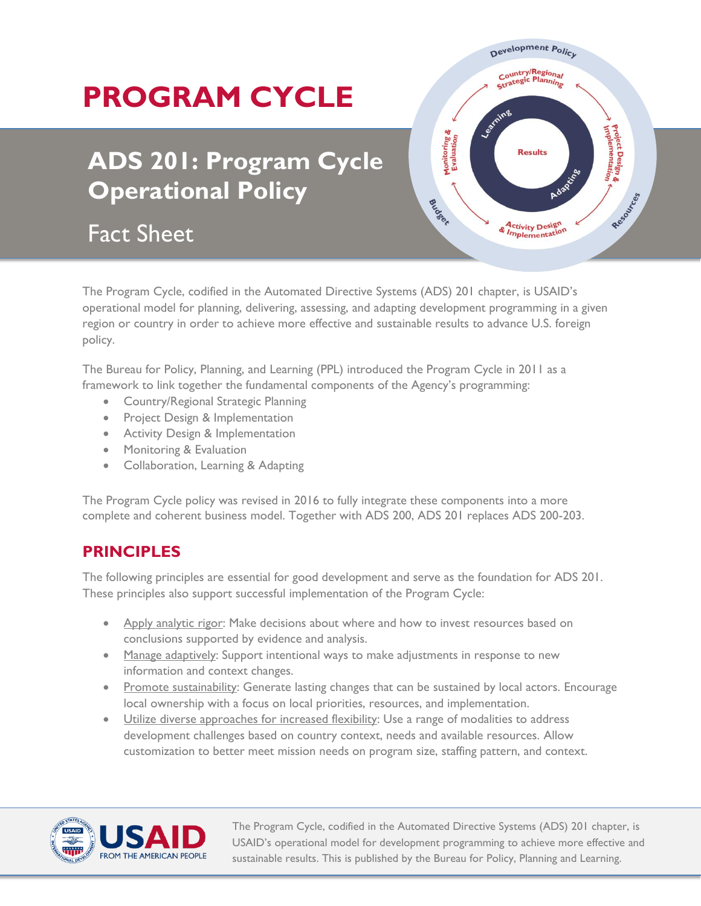# PROGRAM CYCLE

## ADS 201: Program Cycle Operational Policy

Fact Sheet

Development Policy
Country/Regional Strategic Planning
Project Design & Implementation
Resources
Activity Design & Implementation
Budget
Monitoring & Evaluation
Learning
Results
Adapting

The Program Cycle, codified in the Automated Directive Systems (ADS) 201 chapter, is USAID's operational model for planning, delivering, assessing, and adapting development programming in a given region or country in order to achieve more effective and sustainable results to advance U.S. foreign policy.

The Bureau for Policy, Planning, and Learning (PPL) introduced the Program Cycle in 2011 as a framework to link together the fundamental components of the Agency's programming:

- Country/Regional Strategic Planning
- Project Design & Implementation
- Activity Design & Implementation
- Monitoring & Evaluation
- Collaboration, Learning & Adapting

The Program Cycle policy was revised in 2016 to fully integrate these components into a more complete and coherent business model. Together with ADS 200, ADS 201 replaces ADS 200-203.

## PRINCIPLES

The following principles are essential for good development and serve as the foundation for ADS 201. These principles also support successful implementation of the Program Cycle:

- Apply analytic rigor: Make decisions about where and how to invest resources based on conclusions supported by evidence and analysis.
- Manage adaptively: Support intentional ways to make adjustments in response to new information and context changes.
- Promote sustainability: Generate lasting changes that can be sustained by local actors. Encourage local ownership with a focus on local priorities, resources, and implementation.
- Utilize diverse approaches for increased flexibility: Use a range of modalities to address development challenges based on country context, needs and available resources. Allow customization to better meet mission needs on program size, staffing pattern, and context.

USAID FROM THE AMERICAN PEOPLE

The Program Cycle, codified in the Automated Directive Systems (ADS) 201 chapter, is USAID's operational model for development programming to achieve more effective and sustainable results. This is published by the Bureau for Policy, Planning and Learning.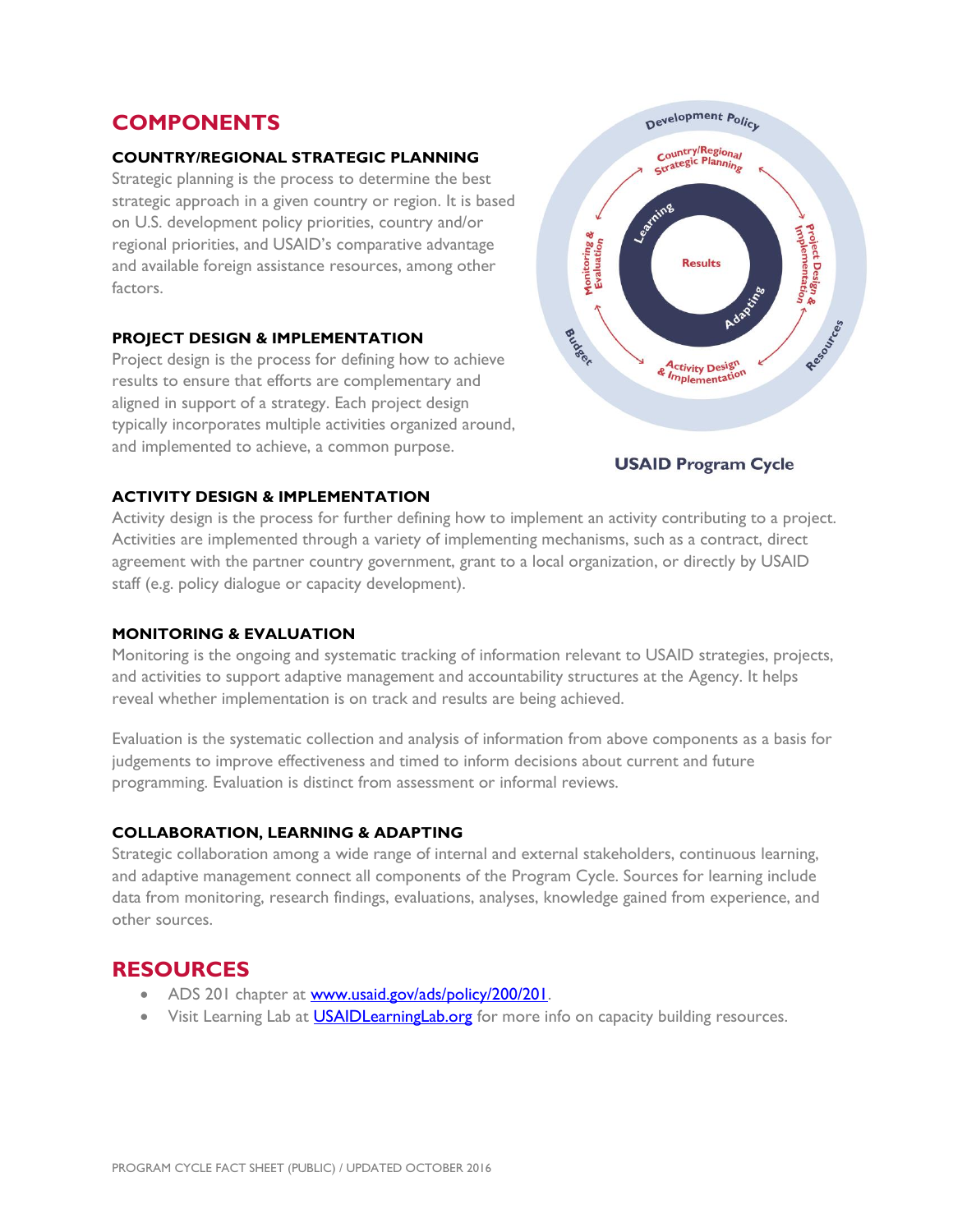## COMPONENTS

### COUNTRY/REGIONAL STRATEGIC PLANNING

Strategic planning is the process to determine the best strategic approach in a given country or region. It is based on U.S. development policy priorities, country and/or regional priorities, and USAID's comparative advantage and available foreign assistance resources, among other factors.

### PROJECT DESIGN & IMPLEMENTATION

Project design is the process for defining how to achieve results to ensure that efforts are complementary and aligned in support of a strategy. Each project design typically incorporates multiple activities organized around, and implemented to achieve, a common purpose.

Development Policy
Country/Regional Strategic Planning
Project Design & Implementation
Resources
Activity Design & Implementation
Budget
Monitoring & Evaluation
Learning
Results
Adapting

**USAID Program Cycle**

### ACTIVITY DESIGN & IMPLEMENTATION

Activity design is the process for further defining how to implement an activity contributing to a project. Activities are implemented through a variety of implementing mechanisms, such as a contract, direct agreement with the partner country government, grant to a local organization, or directly by USAID staff (e.g. policy dialogue or capacity development).

### MONITORING & EVALUATION

Monitoring is the ongoing and systematic tracking of information relevant to USAID strategies, projects, and activities to support adaptive management and accountability structures at the Agency. It helps reveal whether implementation is on track and results are being achieved.

Evaluation is the systematic collection and analysis of information from above components as a basis for judgements to improve effectiveness and timed to inform decisions about current and future programming. Evaluation is distinct from assessment or informal reviews.

### COLLABORATION, LEARNING & ADAPTING

Strategic collaboration among a wide range of internal and external stakeholders, continuous learning, and adaptive management connect all components of the Program Cycle. Sources for learning include data from monitoring, research findings, evaluations, analyses, knowledge gained from experience, and other sources.

## RESOURCES

- ADS 201 chapter at [www.usaid.gov/ads/policy/200/201](www.usaid.gov/ads/policy/200/201).
- Visit Learning Lab at [USAIDLearningLab.org](USAIDLearningLab.org) for more info on capacity building resources.

PROGRAM CYCLE FACT SHEET (PUBLIC) / UPDATED OCTOBER 2016